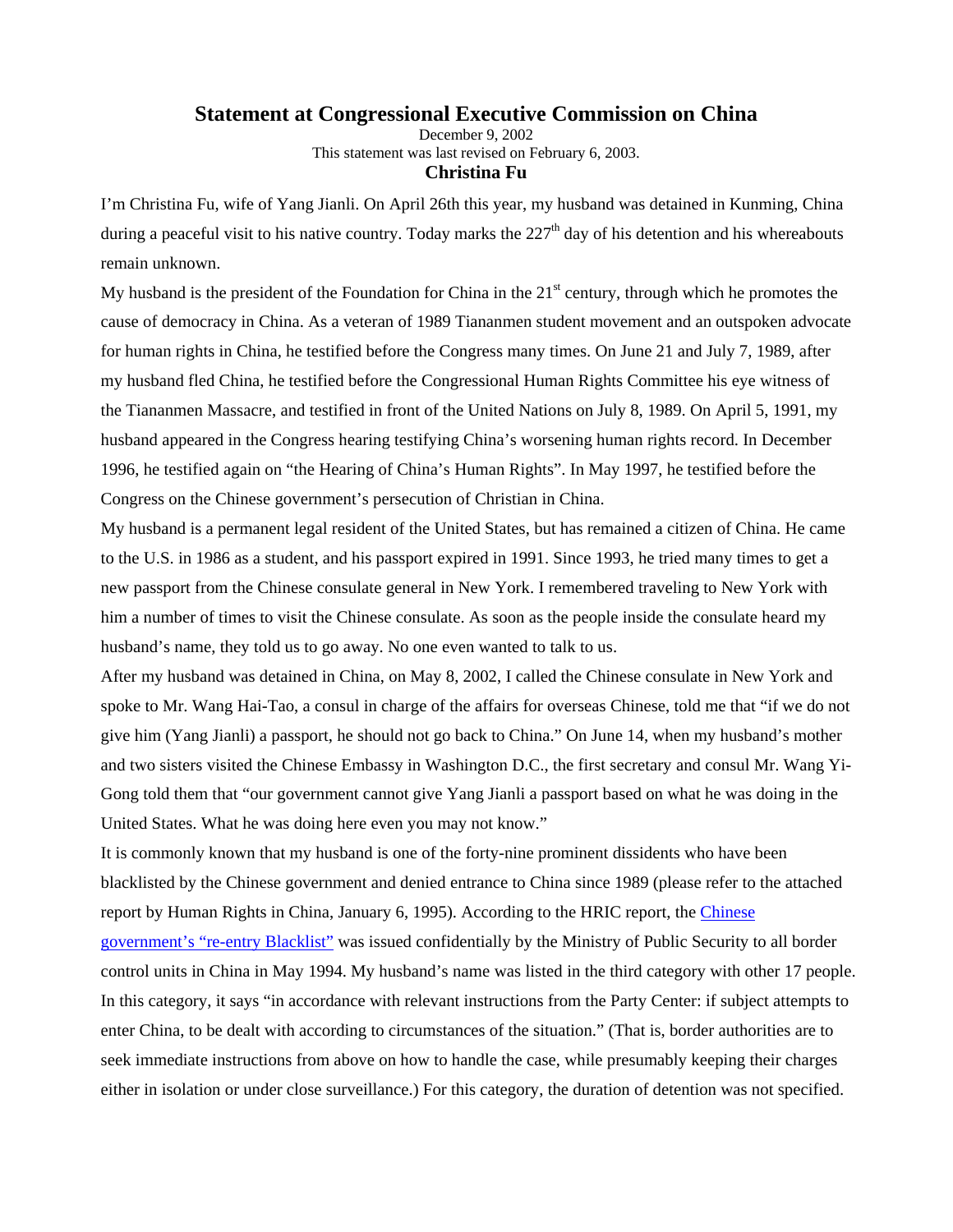# Statement at Congressional Executive Commission on China

December 9, 2002

This statement was last revised on February 6, 2003.

**Christina Fu**

I'm Christina Fu, wife of Yang Jianli. On April 26th this year, my husband was detained in Kunming, China during a peaceful visit to his native country. Today marks the 227th day of his detention and his whereabouts remain unknown.

My husband is the president of the Foundation for China in the 21st century, through which he promotes the cause of democracy in China. As a veteran of 1989 Tiananmen student movement and an outspoken advocate for human rights in China, he testified before the Congress many times. On June 21 and July 7, 1989, after my husband fled China, he testified before the Congressional Human Rights Committee his eye witness of the Tiananmen Massacre, and testified in front of the United Nations on July 8, 1989. On April 5, 1991, my husband appeared in the Congress hearing testifying China's worsening human rights record. In December 1996, he testified again on "the Hearing of China's Human Rights". In May 1997, he testified before the Congress on the Chinese government's persecution of Christian in China.

My husband is a permanent legal resident of the United States, but has remained a citizen of China. He came to the U.S. in 1986 as a student, and his passport expired in 1991. Since 1993, he tried many times to get a new passport from the Chinese consulate general in New York. I remembered traveling to New York with him a number of times to visit the Chinese consulate. As soon as the people inside the consulate heard my husband's name, they told us to go away. No one even wanted to talk to us.

After my husband was detained in China, on May 8, 2002, I called the Chinese consulate in New York and spoke to Mr. Wang Hai-Tao, a consul in charge of the affairs for overseas Chinese, told me that "if we do not give him (Yang Jianli) a passport, he should not go back to China." On June 14, when my husband's mother and two sisters visited the Chinese Embassy in Washington D.C., the first secretary and consul Mr. Wang Yi-Gong told them that "our government cannot give Yang Jianli a passport based on what he was doing in the United States. What he was doing here even you may not know."

It is commonly known that my husband is one of the forty-nine prominent dissidents who have been blacklisted by the Chinese government and denied entrance to China since 1989 (please refer to the attached report by Human Rights in China, January 6, 1995). According to the HRIC report, the Chinese government's "re-entry Blacklist" was issued confidentially by the Ministry of Public Security to all border control units in China in May 1994. My husband's name was listed in the third category with other 17 people. In this category, it says "in accordance with relevant instructions from the Party Center: if subject attempts to enter China, to be dealt with according to circumstances of the situation." (That is, border authorities are to seek immediate instructions from above on how to handle the case, while presumably keeping their charges either in isolation or under close surveillance.) For this category, the duration of detention was not specified.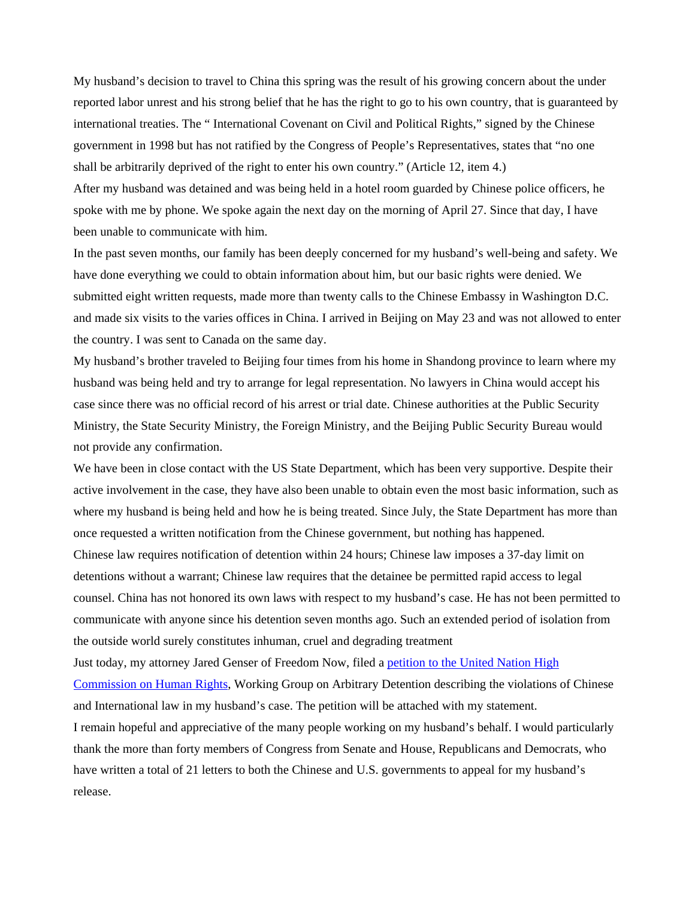My husband's decision to travel to China this spring was the result of his growing concern about the under reported labor unrest and his strong belief that he has the right to go to his own country, that is guaranteed by international treaties. The " International Covenant on Civil and Political Rights," signed by the Chinese government in 1998 but has not ratified by the Congress of People's Representatives, states that "no one shall be arbitrarily deprived of the right to enter his own country." (Article 12, item 4.)

After my husband was detained and was being held in a hotel room guarded by Chinese police officers, he spoke with me by phone. We spoke again the next day on the morning of April 27. Since that day, I have been unable to communicate with him.

In the past seven months, our family has been deeply concerned for my husband's well-being and safety. We have done everything we could to obtain information about him, but our basic rights were denied. We submitted eight written requests, made more than twenty calls to the Chinese Embassy in Washington D.C. and made six visits to the varies offices in China. I arrived in Beijing on May 23 and was not allowed to enter the country. I was sent to Canada on the same day.

My husband's brother traveled to Beijing four times from his home in Shandong province to learn where my husband was being held and try to arrange for legal representation. No lawyers in China would accept his case since there was no official record of his arrest or trial date. Chinese authorities at the Public Security Ministry, the State Security Ministry, the Foreign Ministry, and the Beijing Public Security Bureau would not provide any confirmation.

We have been in close contact with the US State Department, which has been very supportive. Despite their active involvement in the case, they have also been unable to obtain even the most basic information, such as where my husband is being held and how he is being treated. Since July, the State Department has more than once requested a written notification from the Chinese government, but nothing has happened.

Chinese law requires notification of detention within 24 hours; Chinese law imposes a 37-day limit on detentions without a warrant; Chinese law requires that the detainee be permitted rapid access to legal counsel. China has not honored its own laws with respect to my husband's case. He has not been permitted to communicate with anyone since his detention seven months ago. Such an extended period of isolation from the outside world surely constitutes inhuman, cruel and degrading treatment

Just today, my attorney Jared Genser of Freedom Now, filed a petition to the United Nation High Commission on Human Rights, Working Group on Arbitrary Detention describing the violations of Chinese and International law in my husband's case. The petition will be attached with my statement.

I remain hopeful and appreciative of the many people working on my husband's behalf. I would particularly thank the more than forty members of Congress from Senate and House, Republicans and Democrats, who have written a total of 21 letters to both the Chinese and U.S. governments to appeal for my husband's release.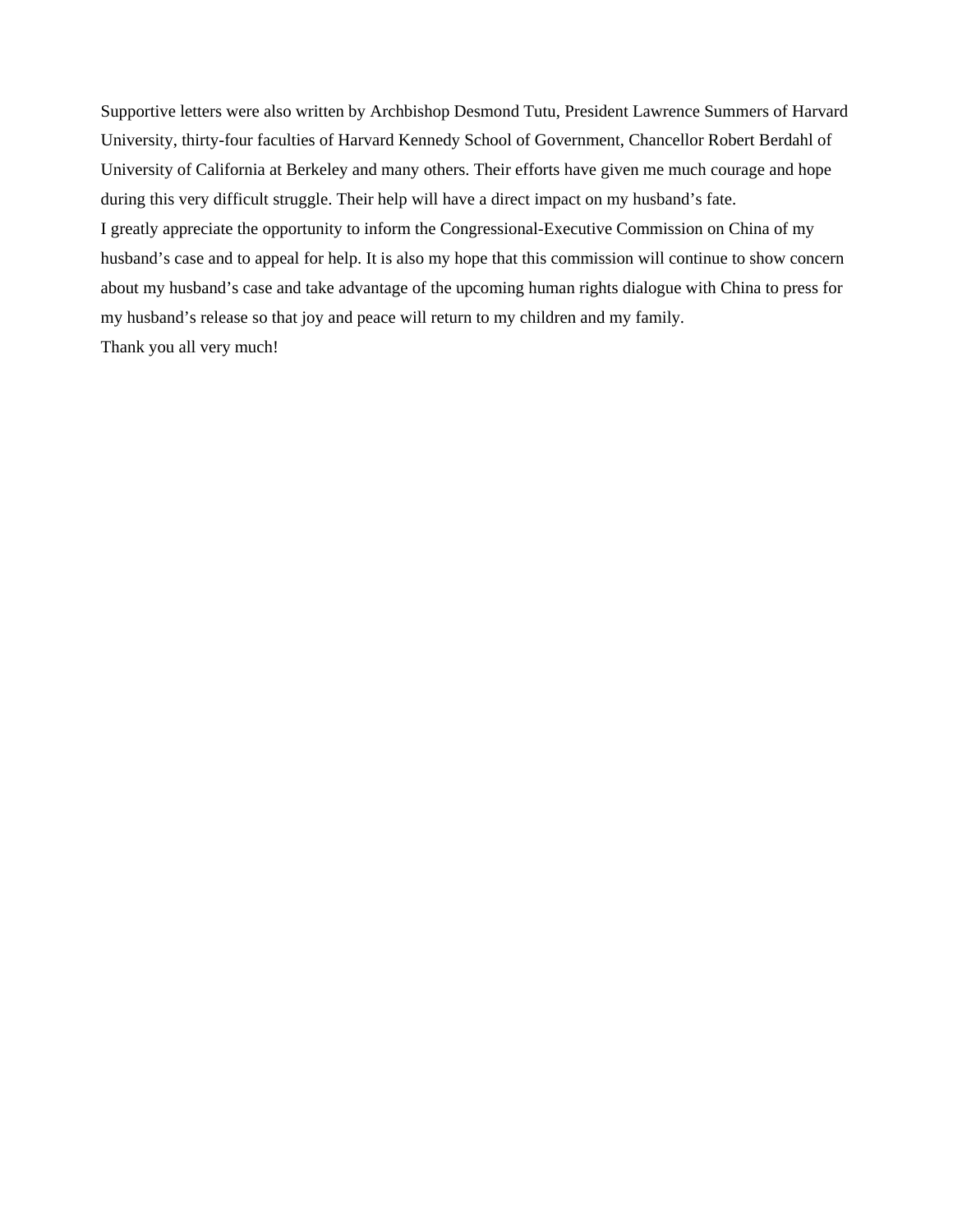Supportive letters were also written by Archbishop Desmond Tutu, President Lawrence Summers of Harvard University, thirty-four faculties of Harvard Kennedy School of Government, Chancellor Robert Berdahl of University of California at Berkeley and many others. Their efforts have given me much courage and hope during this very difficult struggle. Their help will have a direct impact on my husband's fate.

I greatly appreciate the opportunity to inform the Congressional-Executive Commission on China of my husband's case and to appeal for help. It is also my hope that this commission will continue to show concern about my husband's case and take advantage of the upcoming human rights dialogue with China to press for my husband's release so that joy and peace will return to my children and my family.

Thank you all very much!